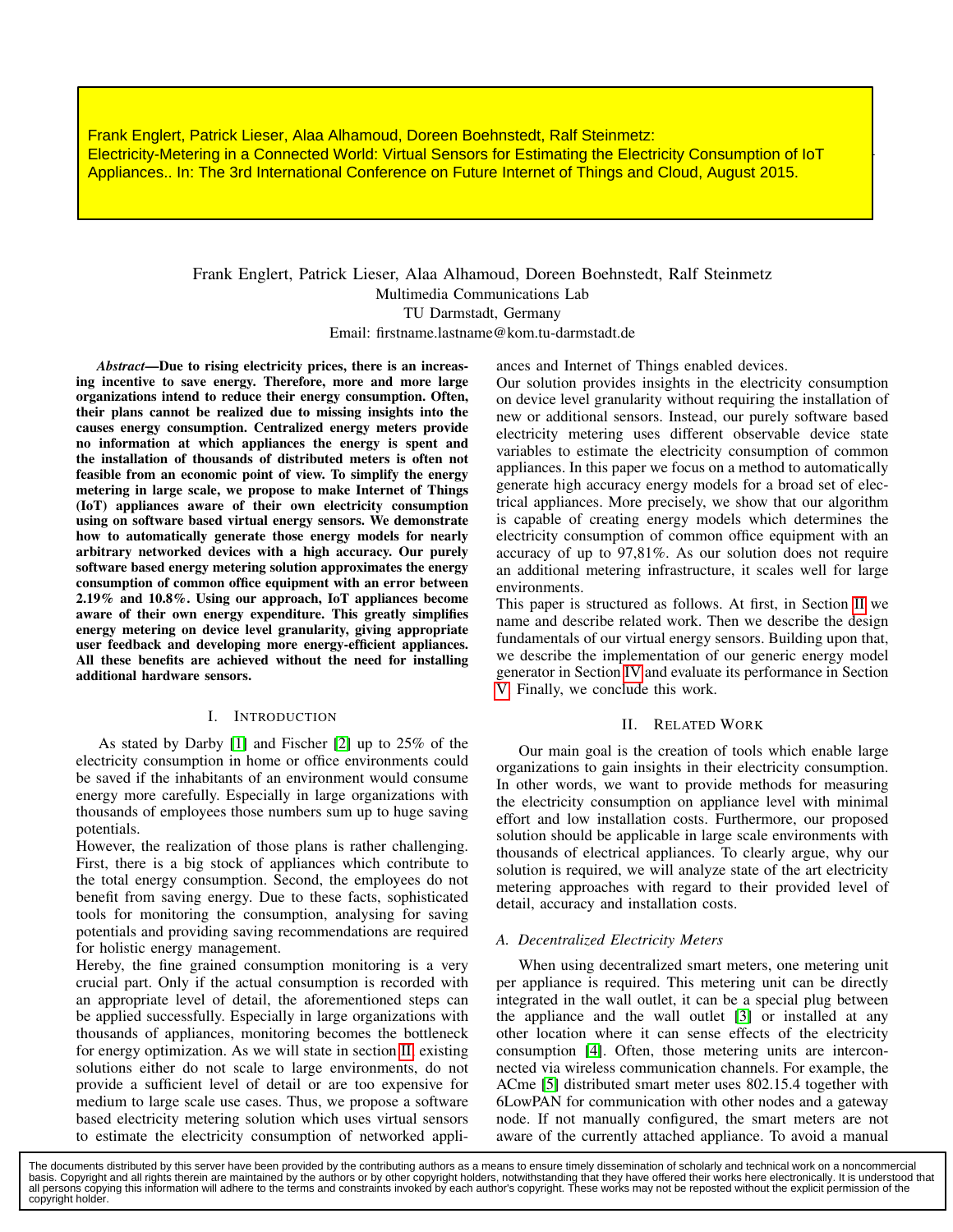Frank Englert, Patrick Lieser, Alaa Alhamoud, Doreen Boehnstedt, Ralf Steinmetz: Electricity-Metering in a Connected World: Virtual Sensors for Estimating the Electricity Consumption of IoT Appliances.. In: The 3rd International Conference on Future Internet of Things and Cloud, August 2015.

Frank Englert, Patrick Lieser, Alaa Alhamoud, Doreen Boehnstedt, Ralf Steinmetz
Multimedia Communications Lab
TU Darmstadt, Germany
Email: firstname.lastname@kom.tu-darmstadt.de

***Abstract*—Due to rising electricity prices, there is an increasing incentive to save energy. Therefore, more and more large organizations intend to reduce their energy consumption. Often, their plans cannot be realized due to missing insights into the causes energy consumption. Centralized energy meters provide no information at which appliances the energy is spent and the installation of thousands of distributed meters is often not feasible from an economic point of view. To simplify the energy metering in large scale, we propose to make Internet of Things (IoT) appliances aware of their own electricity consumption using on software based virtual energy sensors. We demonstrate how to automatically generate those energy models for nearly arbitrary networked devices with a high accuracy. Our purely software based energy metering solution approximates the energy consumption of common office equipment with an error between 2.19% and 10.8%. Using our approach, IoT appliances become aware of their own energy expenditure. This greatly simplifies energy metering on device level granularity, giving appropriate user feedback and developing more energy-efficient appliances. All these benefits are achieved without the need for installing additional hardware sensors.**

## I. Introduction

As stated by Darby [1] and Fischer [2] up to 25% of the electricity consumption in home or office environments could be saved if the inhabitants of an environment would consume energy more carefully. Especially in large organizations with thousands of employees those numbers sum up to huge saving potentials.
However, the realization of those plans is rather challenging. First, there is a big stock of appliances which contribute to the total energy consumption. Second, the employees do not benefit from saving energy. Due to these facts, sophisticated tools for monitoring the consumption, analysing for saving potentials and providing saving recommendations are required for holistic energy management.
Hereby, the fine grained consumption monitoring is a very crucial part. Only if the actual consumption is recorded with an appropriate level of detail, the aforementioned steps can be applied successfully. Especially in large organizations with thousands of appliances, monitoring becomes the bottleneck for energy optimization. As we will state in section II existing solutions either do not scale to large environments, do not provide a sufficient level of detail or are too expensive for medium to large scale use cases. Thus, we propose a software based electricity metering solution which uses virtual sensors to estimate the electricity consumption of networked appliances and Internet of Things enabled devices.
Our solution provides insights in the electricity consumption on device level granularity without requiring the installation of new or additional sensors. Instead, our purely software based electricity metering uses different observable device state variables to estimate the electricity consumption of common appliances. In this paper we focus on a method to automatically generate high accuracy energy models for a broad set of electrical appliances. More precisely, we show that our algorithm is capable of creating energy models which determines the electricity consumption of common office equipment with an accuracy of up to 97,81%. As our solution does not require an additional metering infrastructure, it scales well for large environments.
This paper is structured as follows. At first, in Section II we name and describe related work. Then we describe the design fundamentals of our virtual energy sensors. Building upon that, we describe the implementation of our generic energy model generator in Section IV and evaluate its performance in Section V. Finally, we conclude this work.

## II. Related Work

Our main goal is the creation of tools which enable large organizations to gain insights in their electricity consumption. In other words, we want to provide methods for measuring the electricity consumption on appliance level with minimal effort and low installation costs. Furthermore, our proposed solution should be applicable in large scale environments with thousands of electrical appliances. To clearly argue, why our solution is required, we will analyze state of the art electricity metering approaches with regard to their provided level of detail, accuracy and installation costs.

### A. Decentralized Electricity Meters

When using decentralized smart meters, one metering unit per appliance is required. This metering unit can be directly integrated in the wall outlet, it can be a special plug between the appliance and the wall outlet [3] or installed at any other location where it can sense effects of the electricity consumption [4]. Often, those metering units are interconnected via wireless communication channels. For example, the ACme [5] distributed smart meter uses 802.15.4 together with 6LowPAN for communication with other nodes and a gateway node. If not manually configured, the smart meters are not aware of the currently attached appliance. To avoid a manual

The documents distributed by this server have been provided by the contributing authors as a means to ensure timely dissemination of scholarly and technical work on a noncommercial basis. Copyright and all rights therein are maintained by the authors or by other copyright holders, notwithstanding that they have offered their works here electronically. It is understood that all persons copying this information will adhere to the terms and constraints invoked by each author's copyright. These works may not be reposted without the explicit permission of the copyright holder.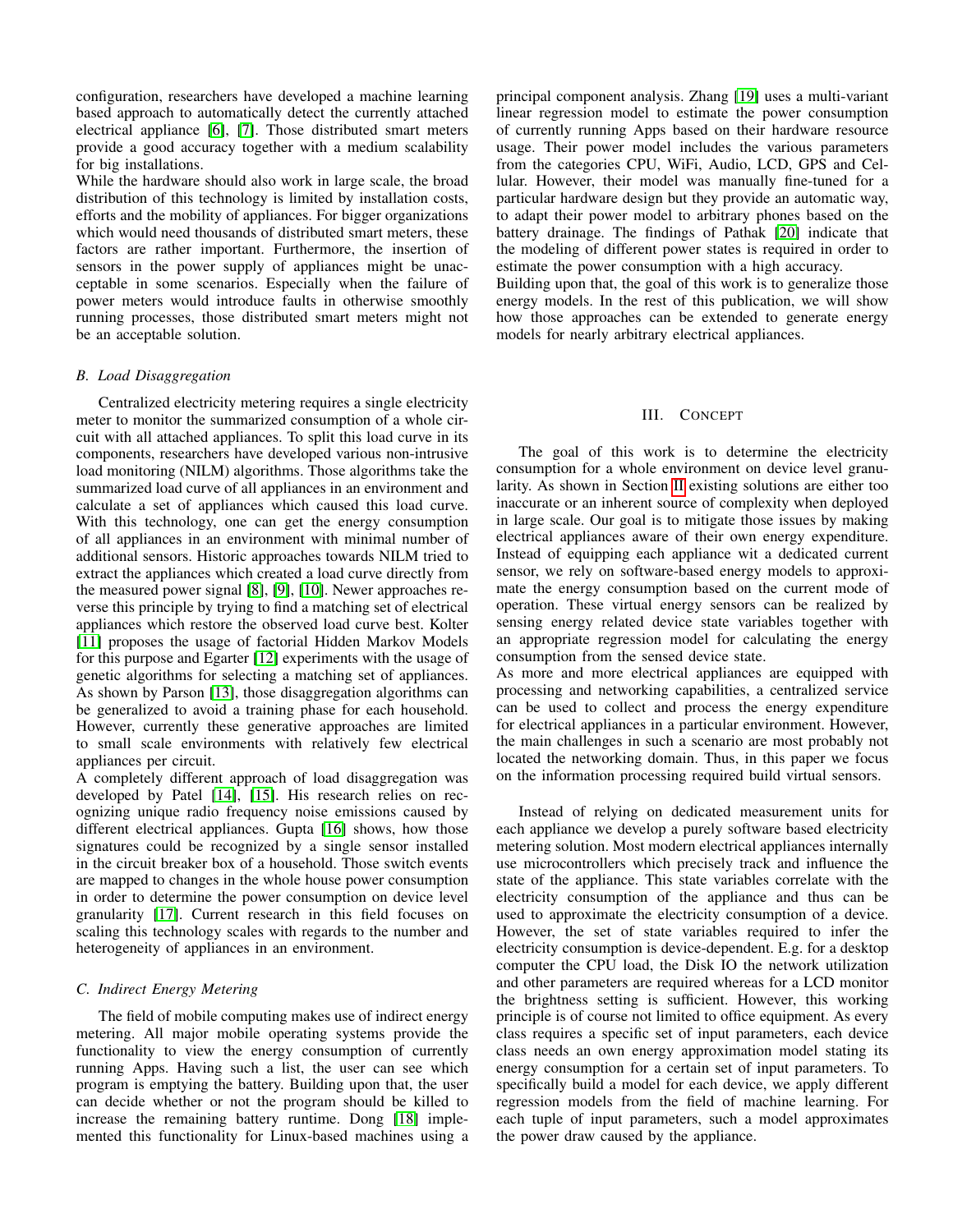configuration, researchers have developed a machine learning based approach to automatically detect the currently attached electrical appliance [6], [7]. Those distributed smart meters provide a good accuracy together with a medium scalability for big installations.
While the hardware should also work in large scale, the broad distribution of this technology is limited by installation costs, efforts and the mobility of appliances. For bigger organizations which would need thousands of distributed smart meters, these factors are rather important. Furthermore, the insertion of sensors in the power supply of appliances might be unacceptable in some scenarios. Especially when the failure of power meters would introduce faults in otherwise smoothly running processes, those distributed smart meters might not be an acceptable solution.

### *B. Load Disaggregation*

Centralized electricity metering requires a single electricity meter to monitor the summarized consumption of a whole circuit with all attached appliances. To split this load curve in its components, researchers have developed various non-intrusive load monitoring (NILM) algorithms. Those algorithms take the summarized load curve of all appliances in an environment and calculate a set of appliances which caused this load curve. With this technology, one can get the energy consumption of all appliances in an environment with minimal number of additional sensors. Historic approaches towards NILM tried to extract the appliances which created a load curve directly from the measured power signal [8], [9], [10]. Newer approaches reverse this principle by trying to find a matching set of electrical appliances which restore the observed load curve best. Kolter [11] proposes the usage of factorial Hidden Markov Models for this purpose and Egarter [12] experiments with the usage of genetic algorithms for selecting a matching set of appliances. As shown by Parson [13], those disaggregation algorithms can be generalized to avoid a training phase for each household. However, currently these generative approaches are limited to small scale environments with relatively few electrical appliances per circuit.
A completely different approach of load disaggregation was developed by Patel [14], [15]. His research relies on recognizing unique radio frequency noise emissions caused by different electrical appliances. Gupta [16] shows, how those signatures could be recognized by a single sensor installed in the circuit breaker box of a household. Those switch events are mapped to changes in the whole house power consumption in order to determine the power consumption on device level granularity [17]. Current research in this field focuses on scaling this technology scales with regards to the number and heterogeneity of appliances in an environment.

### *C. Indirect Energy Metering*

The field of mobile computing makes use of indirect energy metering. All major mobile operating systems provide the functionality to view the energy consumption of currently running Apps. Having such a list, the user can see which program is emptying the battery. Building upon that, the user can decide whether or not the program should be killed to increase the remaining battery runtime. Dong [18] implemented this functionality for Linux-based machines using a principal component analysis. Zhang [19] uses a multi-variant linear regression model to estimate the power consumption of currently running Apps based on their hardware resource usage. Their power model includes the various parameters from the categories CPU, WiFi, Audio, LCD, GPS and Cellular. However, their model was manually fine-tuned for a particular hardware design but they provide an automatic way, to adapt their power model to arbitrary phones based on the battery drainage. The findings of Pathak [20] indicate that the modeling of different power states is required in order to estimate the power consumption with a high accuracy.
Building upon that, the goal of this work is to generalize those energy models. In the rest of this publication, we will show how those approaches can be extended to generate energy models for nearly arbitrary electrical appliances.

## III. Concept

The goal of this work is to determine the electricity consumption for a whole environment on device level granularity. As shown in Section II existing solutions are either too inaccurate or an inherent source of complexity when deployed in large scale. Our goal is to mitigate those issues by making electrical appliances aware of their own energy expenditure. Instead of equipping each appliance wit a dedicated current sensor, we rely on software-based energy models to approximate the energy consumption based on the current mode of operation. These virtual energy sensors can be realized by sensing energy related device state variables together with an appropriate regression model for calculating the energy consumption from the sensed device state.
As more and more electrical appliances are equipped with processing and networking capabilities, a centralized service can be used to collect and process the energy expenditure for electrical appliances in a particular environment. However, the main challenges in such a scenario are most probably not located the networking domain. Thus, in this paper we focus on the information processing required build virtual sensors.

Instead of relying on dedicated measurement units for each appliance we develop a purely software based electricity metering solution. Most modern electrical appliances internally use microcontrollers which precisely track and influence the state of the appliance. This state variables correlate with the electricity consumption of the appliance and thus can be used to approximate the electricity consumption of a device. However, the set of state variables required to infer the electricity consumption is device-dependent. E.g. for a desktop computer the CPU load, the Disk IO the network utilization and other parameters are required whereas for a LCD monitor the brightness setting is sufficient. However, this working principle is of course not limited to office equipment. As every class requires a specific set of input parameters, each device class needs an own energy approximation model stating its energy consumption for a certain set of input parameters. To specifically build a model for each device, we apply different regression models from the field of machine learning. For each tuple of input parameters, such a model approximates the power draw caused by the appliance.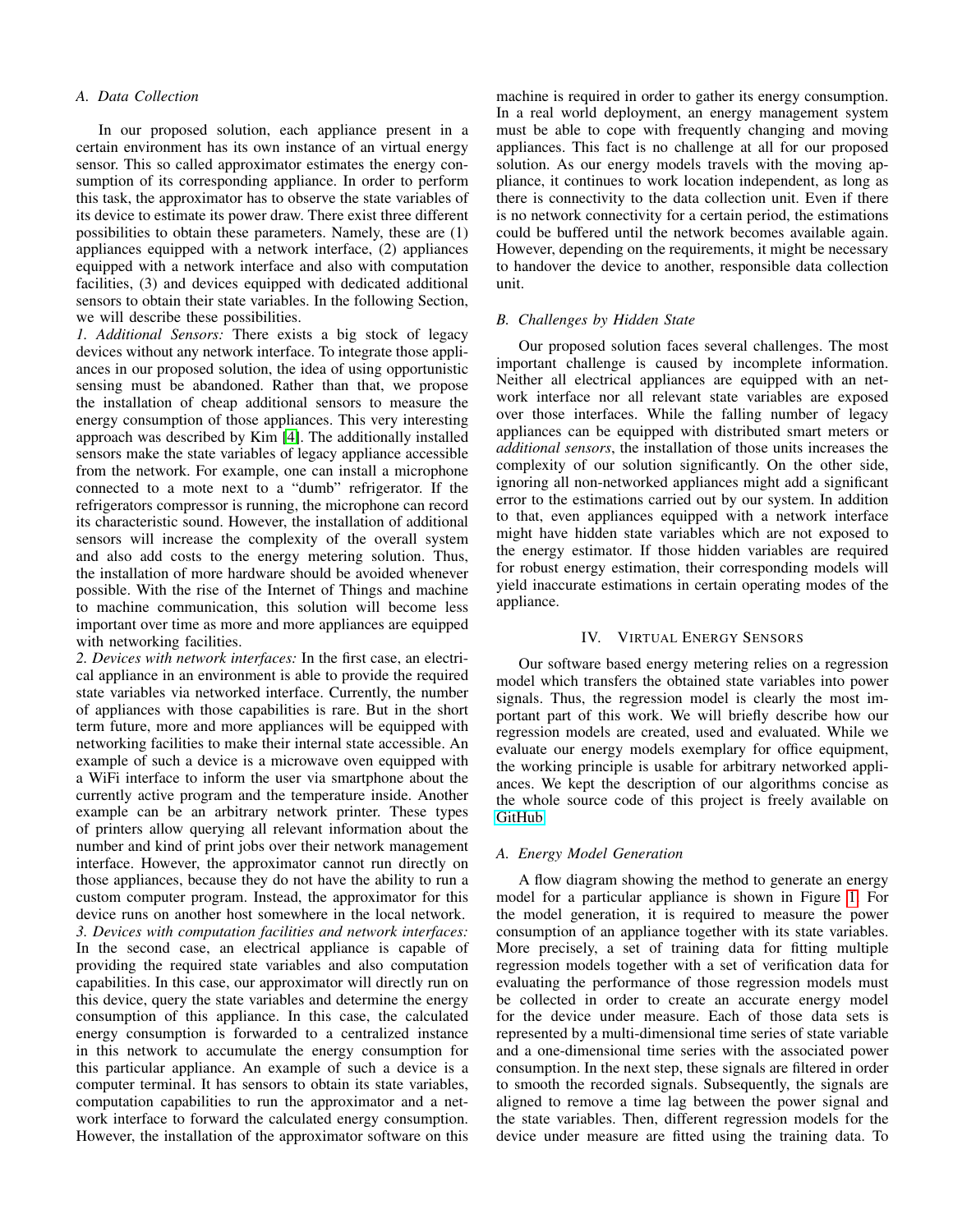### A. Data Collection

In our proposed solution, each appliance present in a certain environment has its own instance of an virtual energy sensor. This so called approximator estimates the energy consumption of its corresponding appliance. In order to perform this task, the approximator has to observe the state variables of its device to estimate its power draw. There exist three different possibilities to obtain these parameters. Namely, these are (1) appliances equipped with a network interface, (2) appliances equipped with a network interface and also with computation facilities, (3) and devices equipped with dedicated additional sensors to obtain their state variables. In the following Section, we will describe these possibilities.

*1. Additional Sensors:* There exists a big stock of legacy devices without any network interface. To integrate those appliances in our proposed solution, the idea of using opportunistic sensing must be abandoned. Rather than that, we propose the installation of cheap additional sensors to measure the energy consumption of those appliances. This very interesting approach was described by Kim [4]. The additionally installed sensors make the state variables of legacy appliance accessible from the network. For example, one can install a microphone connected to a mote next to a "dumb" refrigerator. If the refrigerators compressor is running, the microphone can record its characteristic sound. However, the installation of additional sensors will increase the complexity of the overall system and also add costs to the energy metering solution. Thus, the installation of more hardware should be avoided whenever possible. With the rise of the Internet of Things and machine to machine communication, this solution will become less important over time as more and more appliances are equipped with networking facilities.

*2. Devices with network interfaces:* In the first case, an electrical appliance in an environment is able to provide the required state variables via networked interface. Currently, the number of appliances with those capabilities is rare. But in the short term future, more and more appliances will be equipped with networking facilities to make their internal state accessible. An example of such a device is a microwave oven equipped with a WiFi interface to inform the user via smartphone about the currently active program and the temperature inside. Another example can be an arbitrary network printer. These types of printers allow querying all relevant information about the number and kind of print jobs over their network management interface. However, the approximator cannot run directly on those appliances, because they do not have the ability to run a custom computer program. Instead, the approximator for this device runs on another host somewhere in the local network.

*3. Devices with computation facilities and network interfaces:* In the second case, an electrical appliance is capable of providing the required state variables and also computation capabilities. In this case, our approximator will directly run on this device, query the state variables and determine the energy consumption of this appliance. In this case, the calculated energy consumption is forwarded to a centralized instance in this network to accumulate the energy consumption for this particular appliance. An example of such a device is a computer terminal. It has sensors to obtain its state variables, computation capabilities to run the approximator and a network interface to forward the calculated energy consumption. However, the installation of the approximator software on this machine is required in order to gather its energy consumption. In a real world deployment, an energy management system must be able to cope with frequently changing and moving appliances. This fact is no challenge at all for our proposed solution. As our energy models travels with the moving appliance, it continues to work location independent, as long as there is connectivity to the data collection unit. Even if there is no network connectivity for a certain period, the estimations could be buffered until the network becomes available again. However, depending on the requirements, it might be necessary to handover the device to another, responsible data collection unit.

### B. Challenges by Hidden State

Our proposed solution faces several challenges. The most important challenge is caused by incomplete information. Neither all electrical appliances are equipped with an network interface nor all relevant state variables are exposed over those interfaces. While the falling number of legacy appliances can be equipped with distributed smart meters or *additional sensors*, the installation of those units increases the complexity of our solution significantly. On the other side, ignoring all non-networked appliances might add a significant error to the estimations carried out by our system. In addition to that, even appliances equipped with a network interface might have hidden state variables which are not exposed to the energy estimator. If those hidden variables are required for robust energy estimation, their corresponding models will yield inaccurate estimations in certain operating modes of the appliance.

## IV. Virtual Energy Sensors

Our software based energy metering relies on a regression model which transfers the obtained state variables into power signals. Thus, the regression model is clearly the most important part of this work. We will briefly describe how our regression models are created, used and evaluated. While we evaluate our energy models exemplary for office equipment, the working principle is usable for arbitrary networked appliances. We kept the description of our algorithms concise as the whole source code of this project is freely available on GitHub.

### A. Energy Model Generation

A flow diagram showing the method to generate an energy model for a particular appliance is shown in Figure 1. For the model generation, it is required to measure the power consumption of an appliance together with its state variables. More precisely, a set of training data for fitting multiple regression models together with a set of verification data for evaluating the performance of those regression models must be collected in order to create an accurate energy model for the device under measure. Each of those data sets is represented by a multi-dimensional time series of state variable and a one-dimensional time series with the associated power consumption. In the next step, these signals are filtered in order to smooth the recorded signals. Subsequently, the signals are aligned to remove a time lag between the power signal and the state variables. Then, different regression models for the device under measure are fitted using the training data. To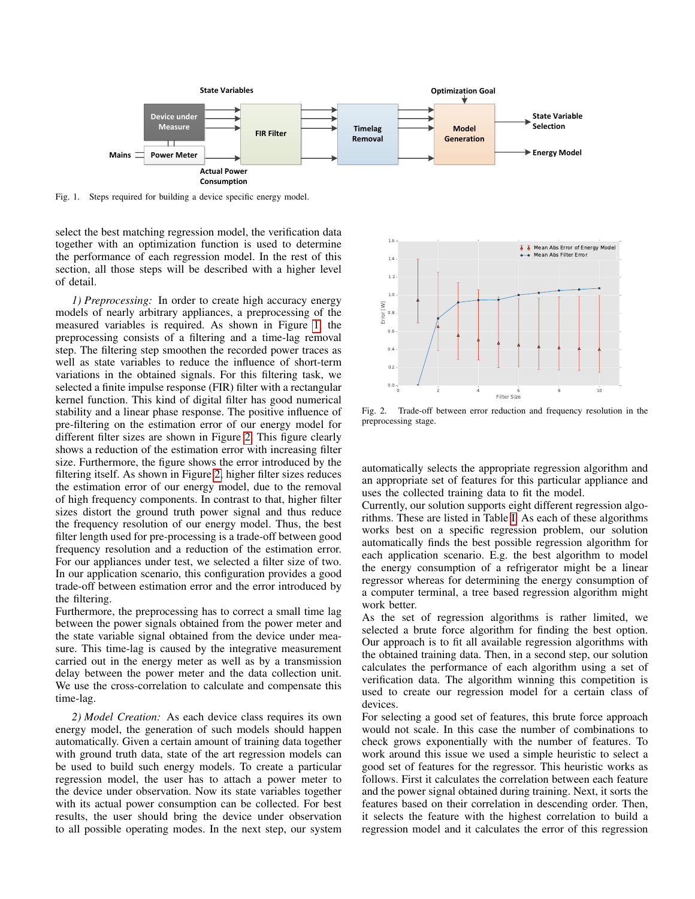Fig. 1. Steps required for building a device specific energy model.

select the best matching regression model, the verification data together with an optimization function is used to determine the performance of each regression model. In the rest of this section, all those steps will be described with a higher level of detail.

*1) Preprocessing:* In order to create high accuracy energy models of nearly arbitrary appliances, a preprocessing of the measured variables is required. As shown in Figure 1, the preprocessing consists of a filtering and a time-lag removal step. The filtering step smoothen the recorded power traces as well as state variables to reduce the influence of short-term variations in the obtained signals. For this filtering task, we selected a finite impulse response (FIR) filter with a rectangular kernel function. This kind of digital filter has good numerical stability and a linear phase response. The positive influence of pre-filtering on the estimation error of our energy model for different filter sizes are shown in Figure 2. This figure clearly shows a reduction of the estimation error with increasing filter size. Furthermore, the figure shows the error introduced by the filtering itself. As shown in Figure 2, higher filter sizes reduces the estimation error of our energy model, due to the removal of high frequency components. In contrast to that, higher filter sizes distort the ground truth power signal and thus reduce the frequency resolution of our energy model. Thus, the best filter length used for pre-processing is a trade-off between good frequency resolution and a reduction of the estimation error. For our appliances under test, we selected a filter size of two. In our application scenario, this configuration provides a good trade-off between estimation error and the error introduced by the filtering.

Furthermore, the preprocessing has to correct a small time lag between the power signals obtained from the power meter and the state variable signal obtained from the device under measure. This time-lag is caused by the integrative measurement carried out in the energy meter as well as by a transmission delay between the power meter and the data collection unit. We use the cross-correlation to calculate and compensate this time-lag.

*2) Model Creation:* As each device class requires its own energy model, the generation of such models should happen automatically. Given a certain amount of training data together with ground truth data, state of the art regression models can be used to build such energy models. To create a particular regression model, the user has to attach a power meter to the device under observation. Now its state variables together with its actual power consumption can be collected. For best results, the user should bring the device under observation to all possible operating modes. In the next step, our system automatically selects the appropriate regression algorithm and an appropriate set of features for this particular appliance and uses the collected training data to fit the model.

Fig. 2. Trade-off between error reduction and frequency resolution in the preprocessing stage.

Currently, our solution supports eight different regression algorithms. These are listed in Table I. As each of these algorithms works best on a specific regression problem, our solution automatically finds the best possible regression algorithm for each application scenario. E.g. the best algorithm to model the energy consumption of a refrigerator might be a linear regressor whereas for determining the energy consumption of a computer terminal, a tree based regression algorithm might work better.

As the set of regression algorithms is rather limited, we selected a brute force algorithm for finding the best option. Our approach is to fit all available regression algorithms with the obtained training data. Then, in a second step, our solution calculates the performance of each algorithm using a set of verification data. The algorithm winning this competition is used to create our regression model for a certain class of devices.

For selecting a good set of features, this brute force approach would not scale. In this case the number of combinations to check grows exponentially with the number of features. To work around this issue we used a simple heuristic to select a good set of features for the regressor. This heuristic works as follows. First it calculates the correlation between each feature and the power signal obtained during training. Next, it sorts the features based on their correlation in descending order. Then, it selects the feature with the highest correlation to build a regression model and it calculates the error of this regression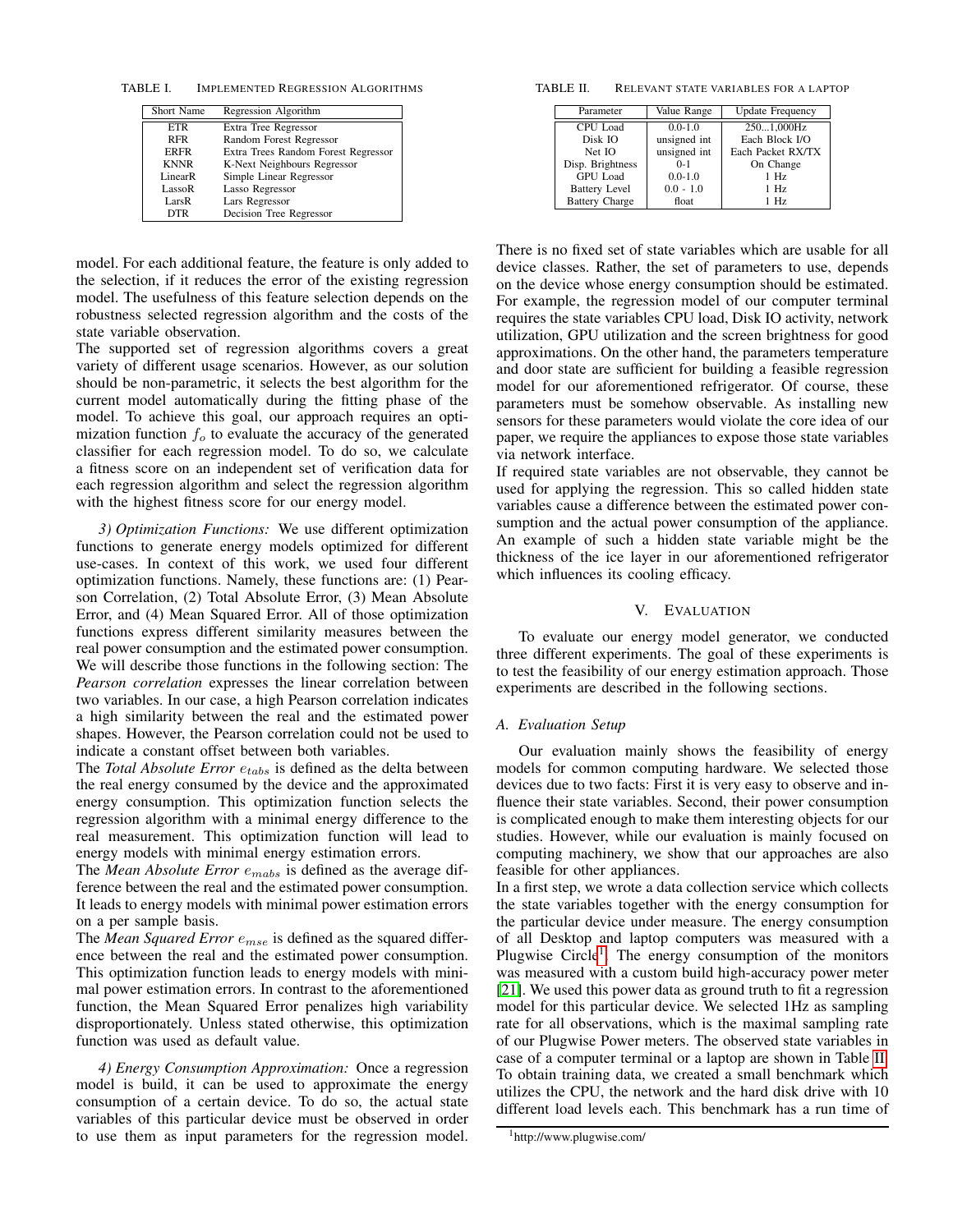TABLE I. IMPLEMENTED REGRESSION ALGORITHMS

| Short Name | Regression Algorithm |
|---|---|
| ETR | Extra Tree Regressor |
| RFR | Random Forest Regressor |
| ERFR | Extra Trees Random Forest Regressor |
| KNNR | K-Next Neighbours Regressor |
| LinearR | Simple Linear Regressor |
| LassoR | Lasso Regressor |
| LarsR | Lars Regressor |
| DTR | Decision Tree Regressor |

model. For each additional feature, the feature is only added to the selection, if it reduces the error of the existing regression model. The usefulness of this feature selection depends on the robustness selected regression algorithm and the costs of the state variable observation.

The supported set of regression algorithms covers a great variety of different usage scenarios. However, as our solution should be non-parametric, it selects the best algorithm for the current model automatically during the fitting phase of the model. To achieve this goal, our approach requires an optimization function $f_o$ to evaluate the accuracy of the generated classifier for each regression model. To do so, we calculate a fitness score on an independent set of verification data for each regression algorithm and select the regression algorithm with the highest fitness score for our energy model.

*3) Optimization Functions:* We use different optimization functions to generate energy models optimized for different use-cases. In context of this work, we used four different optimization functions. Namely, these functions are: (1) Pearson Correlation, (2) Total Absolute Error, (3) Mean Absolute Error, and (4) Mean Squared Error. All of those optimization functions express different similarity measures between the real power consumption and the estimated power consumption. We will describe those functions in the following section: The *Pearson correlation* expresses the linear correlation between two variables. In our case, a high Pearson correlation indicates a high similarity between the real and the estimated power shapes. However, the Pearson correlation could not be used to indicate a constant offset between both variables.

The *Total Absolute Error* $e_{tabs}$ is defined as the delta between the real energy consumed by the device and the approximated energy consumption. This optimization function selects the regression algorithm with a minimal energy difference to the real measurement. This optimization function will lead to energy models with minimal energy estimation errors.

The *Mean Absolute Error* $e_{mabs}$ is defined as the average difference between the real and the estimated power consumption. It leads to energy models with minimal power estimation errors on a per sample basis.

The *Mean Squared Error* $e_{mse}$ is defined as the squared difference between the real and the estimated power consumption. This optimization function leads to energy models with minimal power estimation errors. In contrast to the aforementioned function, the Mean Squared Error penalizes high variability disproportionately. Unless stated otherwise, this optimization function was used as default value.

*4) Energy Consumption Approximation:* Once a regression model is build, it can be used to approximate the energy consumption of a certain device. To do so, the actual state variables of this particular device must be observed in order to use them as input parameters for the regression model.

TABLE II. RELEVANT STATE VARIABLES FOR A LAPTOP

| Parameter | Value Range | Update Frequency |
|---|---|---|
| CPU Load | 0.0-1.0 | 250...1,000Hz |
| Disk IO | unsigned int | Each Block I/O |
| Net IO | unsigned int | Each Packet RX/TX |
| Disp. Brightness | 0-1 | On Change |
| GPU Load | 0.0-1.0 | 1 Hz |
| Battery Level | 0.0 - 1.0 | 1 Hz |
| Battery Charge | float | 1 Hz |

There is no fixed set of state variables which are usable for all device classes. Rather, the set of parameters to use, depends on the device whose energy consumption should be estimated. For example, the regression model of our computer terminal requires the state variables CPU load, Disk IO activity, network utilization, GPU utilization and the screen brightness for good approximations. On the other hand, the parameters temperature and door state are sufficient for building a feasible regression model for our aforementioned refrigerator. Of course, these parameters must be somehow observable. As installing new sensors for these parameters would violate the core idea of our paper, we require the appliances to expose those state variables via network interface.

If required state variables are not observable, they cannot be used for applying the regression. This so called hidden state variables cause a difference between the estimated power consumption and the actual power consumption of the appliance. An example of such a hidden state variable might be the thickness of the ice layer in our aforementioned refrigerator which influences its cooling efficacy.

## V. EVALUATION

To evaluate our energy model generator, we conducted three different experiments. The goal of these experiments is to test the feasibility of our energy estimation approach. Those experiments are described in the following sections.

### A. Evaluation Setup

Our evaluation mainly shows the feasibility of energy models for common computing hardware. We selected those devices due to two facts: First it is very easy to observe and influence their state variables. Second, their power consumption is complicated enough to make them interesting objects for our studies. However, while our evaluation is mainly focused on computing machinery, we show that our approaches are also feasible for other appliances.

In a first step, we wrote a data collection service which collects the state variables together with the energy consumption for the particular device under measure. The energy consumption of all Desktop and laptop computers was measured with a Plugwise Circle[1]. The energy consumption of the monitors was measured with a custom build high-accuracy power meter [21]. We used this power data as ground truth to fit a regression model for this particular device. We selected 1Hz as sampling rate for all observations, which is the maximal sampling rate of our Plugwise Power meters. The observed state variables in case of a computer terminal or a laptop are shown in Table II. To obtain training data, we created a small benchmark which utilizes the CPU, the network and the hard disk drive with 10 different load levels each. This benchmark has a run time of

[1]http://www.plugwise.com/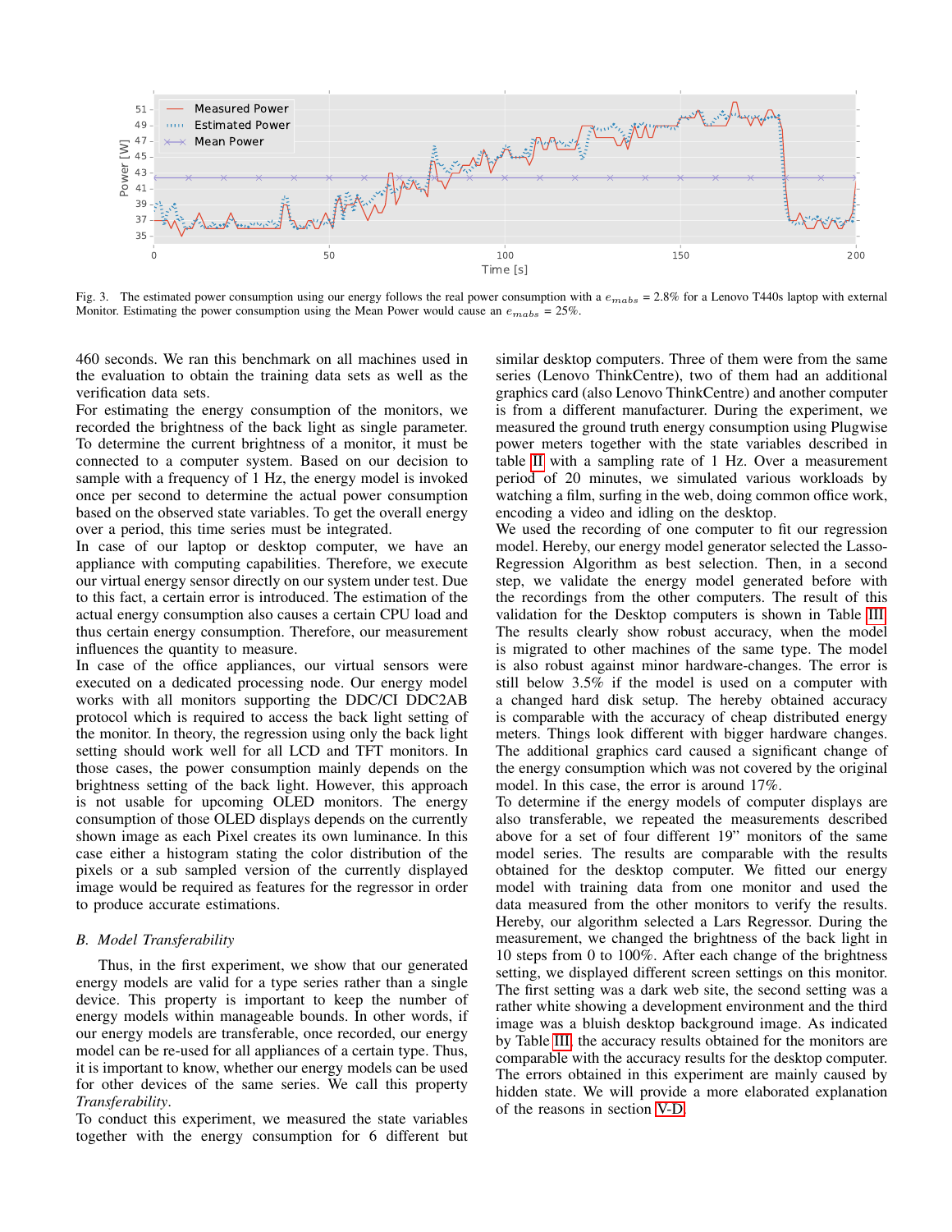Fig. 3. The estimated power consumption using our energy follows the real power consumption with a $e_{mabs}$ = 2.8% for a Lenovo T440s laptop with external Monitor. Estimating the power consumption using the Mean Power would cause an $e_{mabs}$ = 25%.

460 seconds. We ran this benchmark on all machines used in the evaluation to obtain the training data sets as well as the verification data sets.

For estimating the energy consumption of the monitors, we recorded the brightness of the back light as single parameter. To determine the current brightness of a monitor, it must be connected to a computer system. Based on our decision to sample with a frequency of 1 Hz, the energy model is invoked once per second to determine the actual power consumption based on the observed state variables. To get the overall energy over a period, this time series must be integrated.

In case of our laptop or desktop computer, we have an appliance with computing capabilities. Therefore, we execute our virtual energy sensor directly on our system under test. Due to this fact, a certain error is introduced. The estimation of the actual energy consumption also causes a certain CPU load and thus certain energy consumption. Therefore, our measurement influences the quantity to measure.

In case of the office appliances, our virtual sensors were executed on a dedicated processing node. Our energy model works with all monitors supporting the DDC/CI DDC2AB protocol which is required to access the back light setting of the monitor. In theory, the regression using only the back light setting should work well for all LCD and TFT monitors. In those cases, the power consumption mainly depends on the brightness setting of the back light. However, this approach is not usable for upcoming OLED monitors. The energy consumption of those OLED displays depends on the currently shown image as each Pixel creates its own luminance. In this case either a histogram stating the color distribution of the pixels or a sub sampled version of the currently displayed image would be required as features for the regressor in order to produce accurate estimations.

### B. Model Transferability

Thus, in the first experiment, we show that our generated energy models are valid for a type series rather than a single device. This property is important to keep the number of energy models within manageable bounds. In other words, if our energy models are transferable, once recorded, our energy model can be re-used for all appliances of a certain type. Thus, it is important to know, whether our energy models can be used for other devices of the same series. We call this property *Transferability*.

To conduct this experiment, we measured the state variables together with the energy consumption for 6 different but similar desktop computers. Three of them were from the same series (Lenovo ThinkCentre), two of them had an additional graphics card (also Lenovo ThinkCentre) and another computer is from a different manufacturer. During the experiment, we measured the ground truth energy consumption using Plugwise power meters together with the state variables described in table II with a sampling rate of 1 Hz. Over a measurement period of 20 minutes, we simulated various workloads by watching a film, surfing in the web, doing common office work, encoding a video and idling on the desktop.

We used the recording of one computer to fit our regression model. Hereby, our energy model generator selected the Lasso-Regression Algorithm as best selection. Then, in a second step, we validate the energy model generated before with the recordings from the other computers. The result of this validation for the Desktop computers is shown in Table III. The results clearly show robust accuracy, when the model is migrated to other machines of the same type. The model is also robust against minor hardware-changes. The error is still below 3.5% if the model is used on a computer with a changed hard disk setup. The hereby obtained accuracy is comparable with the accuracy of cheap distributed energy meters. Things look different with bigger hardware changes. The additional graphics card caused a significant change of the energy consumption which was not covered by the original model. In this case, the error is around 17%.

To determine if the energy models of computer displays are also transferable, we repeated the measurements described above for a set of four different 19" monitors of the same model series. The results are comparable with the results obtained for the desktop computer. We fitted our energy model with training data from one monitor and used the data measured from the other monitors to verify the results. Hereby, our algorithm selected a Lars Regressor. During the measurement, we changed the brightness of the back light in 10 steps from 0 to 100%. After each change of the brightness setting, we displayed different screen settings on this monitor. The first setting was a dark web site, the second setting was a rather white showing a development environment and the third image was a bluish desktop background image. As indicated by Table III, the accuracy results obtained for the monitors are comparable with the accuracy results for the desktop computer. The errors obtained in this experiment are mainly caused by hidden state. We will provide a more elaborated explanation of the reasons in section V-D.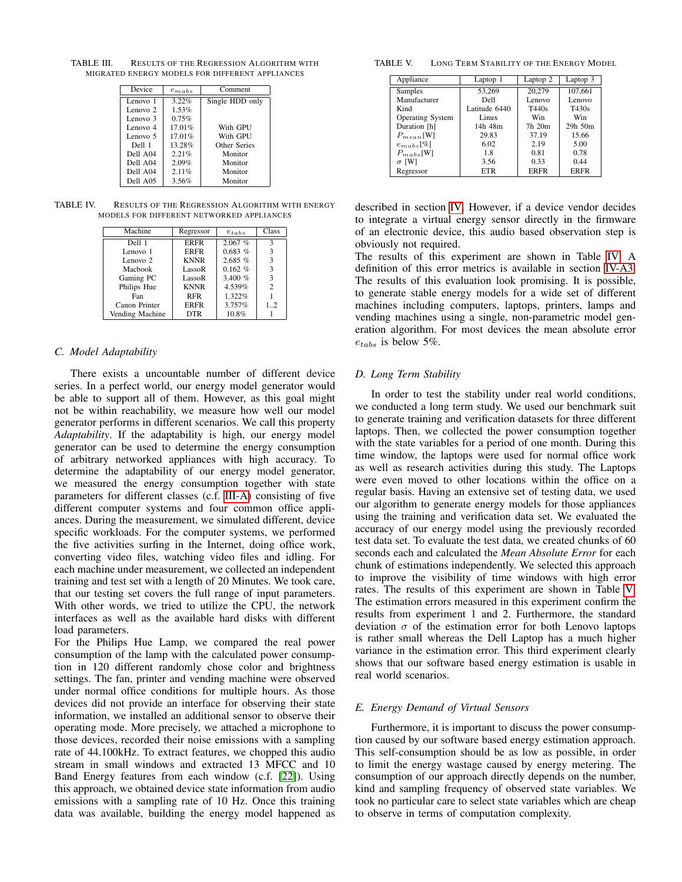TABLE III. Results of the Regression Algorithm with migrated energy models for different appliances

| Device | $e_{mabs}$ | Comment |
|---|---|---|
| Lenovo 1 | 3.22% | Single HDD only |
| Lenovo 2 | 1.53% | |
| Lenovo 3 | 0.75% | |
| Lenovo 4 | 17.01% | With GPU |
| Lenovo 5 | 17.01% | With GPU |
| Dell 1 | 13.28% | Other Series |
| Dell A04 | 2.21% | Monitor |
| Dell A04 | 2.09% | Monitor |
| Dell A04 | 2.11% | Monitor |
| Dell A05 | 3.56% | Monitor |

TABLE IV. Results of the Regression Algorithm with energy models for different networked appliances

| Machine | Regressor | $e_{tabs}$ | Class |
|---|---|---|---|
| Dell 1 | ERFR | 2.067 % | 3 |
| Lenovo 1 | ERFR | 0.683 % | 3 |
| Lenovo 2 | KNNR | 2.685 % | 3 |
| Macbook | LassoR | 0.162 % | 3 |
| Gaming PC | LassoR | 3.400 % | 3 |
| Philips Hue | KNNR | 4.539% | 2 |
| Fan | RFR | 1.322% | 1 |
| Canon Printer | ERFR | 3.757% | 1..2 |
| Vending Machine | DTR | 10.8% | 1 |

### C. Model Adaptability

There exists a uncountable number of different device series. In a perfect world, our energy model generator would be able to support all of them. However, as this goal might not be within reachability, we measure how well our model generator performs in different scenarios. We call this property *Adaptability*. If the adaptability is high, our energy model generator can be used to determine the energy consumption of arbitrary networked appliances with high accuracy. To determine the adaptability of our energy model generator, we measured the energy consumption together with state parameters for different classes (c.f. III-A) consisting of five different computer systems and four common office appliances. During the measurement, we simulated different, device specific workloads. For the computer systems, we performed the five activities surfing in the Internet, doing office work, converting video files, watching video files and idling. For each machine under measurement, we collected an independent training and test set with a length of 20 Minutes. We took care, that our testing set covers the full range of input parameters. With other words, we tried to utilize the CPU, the network interfaces as well as the available hard disks with different load parameters.
For the Philips Hue Lamp, we compared the real power consumption of the lamp with the calculated power consumption in 120 different randomly chose color and brightness settings. The fan, printer and vending machine were observed under normal office conditions for multiple hours. As those devices did not provide an interface for observing their state information, we installed an additional sensor to observe their operating mode. More precisely, we attached a microphone to those devices, recorded their noise emissions with a sampling rate of 44.100kHz. To extract features, we chopped this audio stream in small windows and extracted 13 MFCC and 10 Band Energy features from each window (c.f. [22]). Using this approach, we obtained device state information from audio emissions with a sampling rate of 10 Hz. Once this training data was available, building the energy model happened as described in section IV. However, if a device vendor decides to integrate a virtual energy sensor directly in the firmware of an electronic device, this audio based observation step is obviously not required.
The results of this experiment are shown in Table IV. A definition of this error metrics is available in section IV-A3. The results of this evaluation look promising. It is possible, to generate stable energy models for a wide set of different machines including computers, laptops, printers, lamps and vending machines using a single, non-parametric model generation algorithm. For most devices the mean absolute error $e_{tabs}$ is below 5%.

TABLE V. Long Term Stability of the Energy Model

| Appliance | Laptop 1 | Laptop 2 | Laptop 3 |
|---|---|---|---|
| Samples | 53,269 | 20,279 | 107,661 |
| Manufacturer | Dell | Lenovo | Lenovo |
| Kind | Latitude 6440 | T440s | T430s |
| Operating System | Linux | Win | Win |
| Duration [h] | 14h 48m | 7h 20m | 29h 50m |
| $P_{mean}$[W] | 29.83 | 37.19 | 15.66 |
| $e_{mabs}$[%] | 6.02 | 2.19 | 5.00 |
| $P_{mabs}$[W] | 1.8 | 0.81 | 0.78 |
| $\sigma$ [W] | 3.56 | 0.33 | 0.44 |
| Regressor | ETR | ERFR | ERFR |

### D. Long Term Stability

In order to test the stability under real world conditions, we conducted a long term study. We used our benchmark suit to generate training and verification datasets for three different laptops. Then, we collected the power consumption together with the state variables for a period of one month. During this time window, the laptops were used for normal office work as well as research activities during this study. The Laptops were even moved to other locations within the office on a regular basis. Having an extensive set of testing data, we used our algorithm to generate energy models for those appliances using the training and verification data set. We evaluated the accuracy of our energy model using the previously recorded test data set. To evaluate the test data, we created chunks of 60 seconds each and calculated the *Mean Absolute Error* for each chunk of estimations independently. We selected this approach to improve the visibility of time windows with high error rates. The results of this experiment are shown in Table V. The estimation errors measured in this experiment confirm the results from experiment 1 and 2. Furthermore, the standard deviation $\sigma$ of the estimation error for both Lenovo laptops is rather small whereas the Dell Laptop has a much higher variance in the estimation error. This third experiment clearly shows that our software based energy estimation is usable in real world scenarios.

### E. Energy Demand of Virtual Sensors

Furthermore, it is important to discuss the power consumption caused by our software based energy estimation approach. This self-consumption should be as low as possible, in order to limit the energy wastage caused by energy metering. The consumption of our approach directly depends on the number, kind and sampling frequency of observed state variables. We took no particular care to select state variables which are cheap to observe in terms of computation complexity.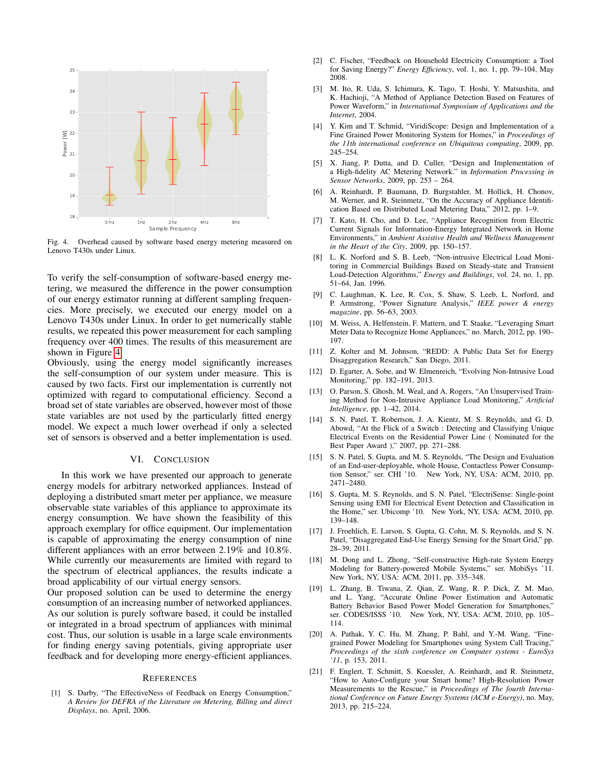Fig. 4. Overhead caused by software based energy metering measured on Lenovo T430s under Linux.

To verify the self-consumption of software-based energy metering, we measured the difference in the power consumption of our energy estimator running at different sampling frequencies. More precisely, we executed our energy model on a Lenovo T430s under Linux. In order to get numerically stable results, we repeated this power measurement for each sampling frequency over 400 times. The results of this measurement are shown in Figure 4.
Obviously, using the energy model significantly increases the self-consumption of our system under measure. This is caused by two facts. First our implementation is currently not optimized with regard to computational efficiency. Second a broad set of state variables are observed, however most of those state variables are not used by the particularly fitted energy model. We expect a much lower overhead if only a selected set of sensors is observed and a better implementation is used.

## VI. Conclusion

In this work we have presented our approach to generate energy models for arbitrary networked appliances. Instead of deploying a distributed smart meter per appliance, we measure observable state variables of this appliance to approximate its energy consumption. We have shown the feasibility of this approach exemplary for office equipment. Our implementation is capable of approximating the energy consumption of nine different appliances with an error between 2.19% and 10.8%. While currently our measurements are limited with regard to the spectrum of electrical appliances, the results indicate a broad applicability of our virtual energy sensors.
Our proposed solution can be used to determine the energy consumption of an increasing number of networked appliances. As our solution is purely software based, it could be installed or integrated in a broad spectrum of appliances with minimal cost. Thus, our solution is usable in a large scale environments for finding energy saving potentials, giving appropriate user feedback and for developing more energy-efficient appliances.

## References

[1] S. Darby, "The EffectiveNess of Feedback on Energy Consumption," *A Review for DEFRA of the Literature on Metering, Billing and direct Displays*, no. April, 2006.

[2] C. Fischer, "Feedback on Household Electricity Consumption: a Tool for Saving Energy?" *Energy Efficiency*, vol. 1, no. 1, pp. 79–104, May 2008.

[3] M. Ito, R. Uda, S. Ichimura, K. Tago, T. Hoshi, Y. Matsushita, and K. Hachioji, "A Method of Appliance Detection Based on Features of Power Waveform," in *International Symposium of Applications and the Internet*, 2004.

[4] Y. Kim and T. Schmid, "ViridiScope: Design and Implementation of a Fine Grained Power Monitoring System for Homes," in *Proceedings of the 11th international conference on Ubiquitous computing*, 2009, pp. 245–254.

[5] X. Jiang, P. Dutta, and D. Culler, "Design and Implementation of a High-fidelity AC Metering Network." in *Information Processing in Sensor Networks*, 2009, pp. 253 – 264.

[6] A. Reinhardt, P. Baumann, D. Burgstahler, M. Hollick, H. Chonov, M. Werner, and R. Steinmetz, "On the Accuracy of Appliance Identification Based on Distributed Load Metering Data," 2012, pp. 1–9.

[7] T. Kato, H. Cho, and D. Lee, "Appliance Recognition from Electric Current Signals for Information-Energy Integrated Network in Home Environments," in *Ambient Assistive Health and Wellness Management in the Heart of the City*, 2009, pp. 150–157.

[8] L. K. Norford and S. B. Leeb, "Non-intrusive Electrical Load Monitoring in Commercial Buildings Based on Steady-state and Transient Load-Detection Algorithms," *Energy and Buildings*, vol. 24, no. 1, pp. 51–64, Jan. 1996.

[9] C. Laughman, K. Lee, R. Cox, S. Shaw, S. Leeb, L. Norford, and P. Armstrong, "Power Signature Analysis," *IEEE power & energy magazine*, pp. 56–63, 2003.

[10] M. Weiss, A. Helfenstein, F. Mattern, and T. Staake, "Leveraging Smart Meter Data to Recognize Home Appliances," no. March, 2012, pp. 190–197.

[11] Z. Kolter and M. Johnson, "REDD: A Public Data Set for Energy Disaggregation Research," San Diego, 2011.

[12] D. Egarter, A. Sobe, and W. Elmenreich, "Evolving Non-Intrusive Load Monitoring," pp. 182–191, 2013.

[13] O. Parson, S. Ghosh, M. Weal, and A. Rogers, "An Unsupervised Training Method for Non-Intrusive Appliance Load Monitoring," *Artificial Intelligence*, pp. 1–42, 2014.

[14] S. N. Patel, T. Robertson, J. A. Kientz, M. S. Reynolds, and G. D. Abowd, "At the Flick of a Switch : Detecting and Classifying Unique Electrical Events on the Residential Power Line ( Nominated for the Best Paper Award )," 2007, pp. 271–288.

[15] S. N. Patel, S. Gupta, and M. S. Reynolds, "The Design and Evaluation of an End-user-deployable, whole House, Contactless Power Consumption Sensor," ser. CHI '10. New York, NY, USA: ACM, 2010, pp. 2471–2480.

[16] S. Gupta, M. S. Reynolds, and S. N. Patel, "ElectriSense: Single-point Sensing using EMI for Electrical Event Detection and Classification in the Home," ser. Ubicomp '10. New York, NY, USA: ACM, 2010, pp. 139–148.

[17] J. Froehlich, E. Larson, S. Gupta, G. Cohn, M. S. Reynolds, and S. N. Patel, "Disaggregated End-Use Energy Sensing for the Smart Grid," pp. 28–39, 2011.

[18] M. Dong and L. Zhong, "Self-constructive High-rate System Energy Modeling for Battery-powered Mobile Systems," ser. MobiSys '11. New York, NY, USA: ACM, 2011, pp. 335–348.

[19] L. Zhang, B. Tiwana, Z. Qian, Z. Wang, R. P. Dick, Z. M. Mao, and L. Yang, "Accurate Online Power Estimation and Automatic Battery Behavior Based Power Model Generation for Smartphones," ser. CODES/ISSS '10. New York, NY, USA: ACM, 2010, pp. 105–114.

[20] A. Pathak, Y. C. Hu, M. Zhang, P. Bahl, and Y.-M. Wang, "Fine-grained Power Modeling for Smartphones using System Call Tracing," *Proceedings of the sixth conference on Computer systems - EuroSys '11*, p. 153, 2011.

[21] F. Englert, T. Schmitt, S. Koessler, A. Reinhardt, and R. Steinmetz, "How to Auto-Configure your Smart home? High-Resolution Power Measurements to the Rescue," in *Proceedings of The fourth International Conference on Future Energy Systems (ACM e-Energy)*, no. May, 2013, pp. 215–224.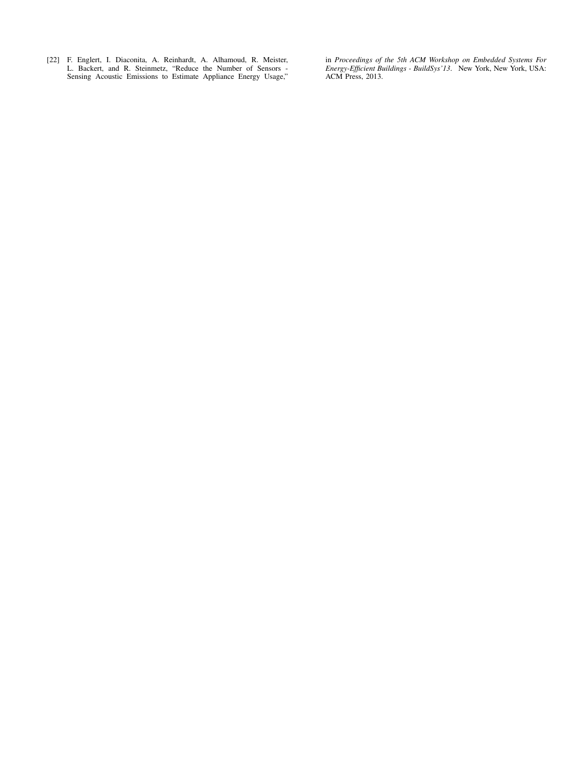[22] F. Englert, I. Diaconita, A. Reinhardt, A. Alhamoud, R. Meister, L. Backert, and R. Steinmetz, "Reduce the Number of Sensors - Sensing Acoustic Emissions to Estimate Appliance Energy Usage," in *Proceedings of the 5th ACM Workshop on Embedded Systems For Energy-Efficient Buildings - BuildSys'13*. New York, New York, USA: ACM Press, 2013.